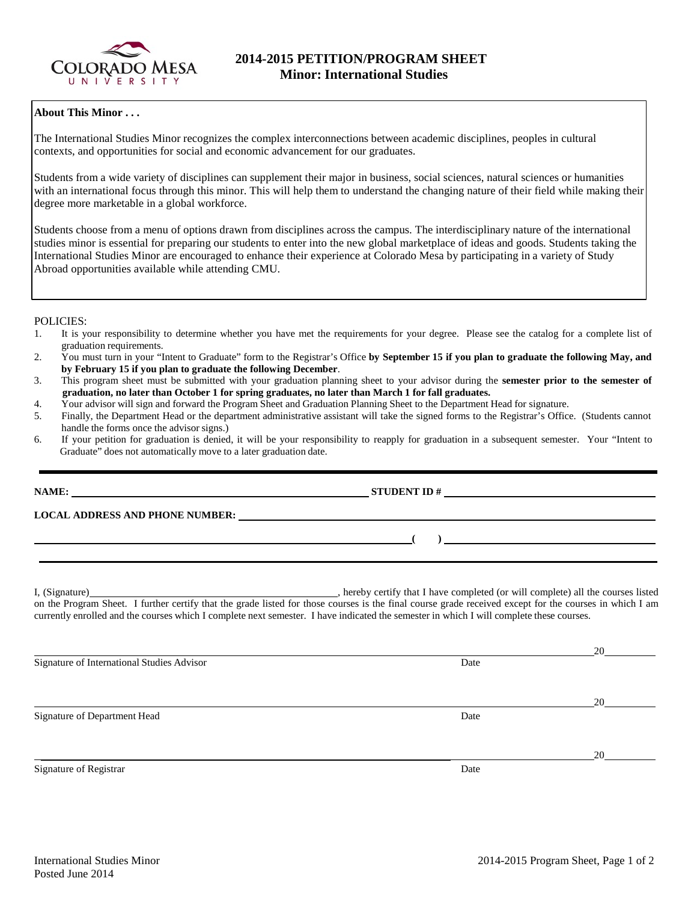# 2014-2015 PETITION/PROGRAM SHEET
## Minor: International Studies

**About This Minor . . .**

The International Studies Minor recognizes the complex interconnections between academic disciplines, peoples in cultural contexts, and opportunities for social and economic advancement for our graduates.

Students from a wide variety of disciplines can supplement their major in business, social sciences, natural sciences or humanities with an international focus through this minor. This will help them to understand the changing nature of their field while making their degree more marketable in a global workforce.

Students choose from a menu of options drawn from disciplines across the campus. The interdisciplinary nature of the international studies minor is essential for preparing our students to enter into the new global marketplace of ideas and goods. Students taking the International Studies Minor are encouraged to enhance their experience at Colorado Mesa by participating in a variety of Study Abroad opportunities available while attending CMU.

POLICIES:

1. It is your responsibility to determine whether you have met the requirements for your degree. Please see the catalog for a complete list of graduation requirements.
2. You must turn in your "Intent to Graduate" form to the Registrar's Office **by September 15 if you plan to graduate the following May, and by February 15 if you plan to graduate the following December**.
3. This program sheet must be submitted with your graduation planning sheet to your advisor during the **semester prior to the semester of graduation, no later than October 1 for spring graduates, no later than March 1 for fall graduates.**
4. Your advisor will sign and forward the Program Sheet and Graduation Planning Sheet to the Department Head for signature.
5. Finally, the Department Head or the department administrative assistant will take the signed forms to the Registrar's Office. (Students cannot handle the forms once the advisor signs.)
6. If your petition for graduation is denied, it will be your responsibility to reapply for graduation in a subsequent semester. Your "Intent to Graduate" does not automatically move to a later graduation date.

---

**NAME:** ______________________________ **STUDENT ID #** ______________________________

**LOCAL ADDRESS AND PHONE NUMBER:** ______________________________

______________________________ **(    )** ______________________________

I, (Signature)______________________________, hereby certify that I have completed (or will complete) all the courses listed on the Program Sheet. I further certify that the grade listed for those courses is the final course grade received except for the courses in which I am currently enrolled and the courses which I complete next semester. I have indicated the semester in which I will complete these courses.

______________________________ 20______
Signature of International Studies Advisor — Date

______________________________ 20______
Signature of Department Head — Date

______________________________ 20______
Signature of Registrar — Date

International Studies Minor
Posted June 2014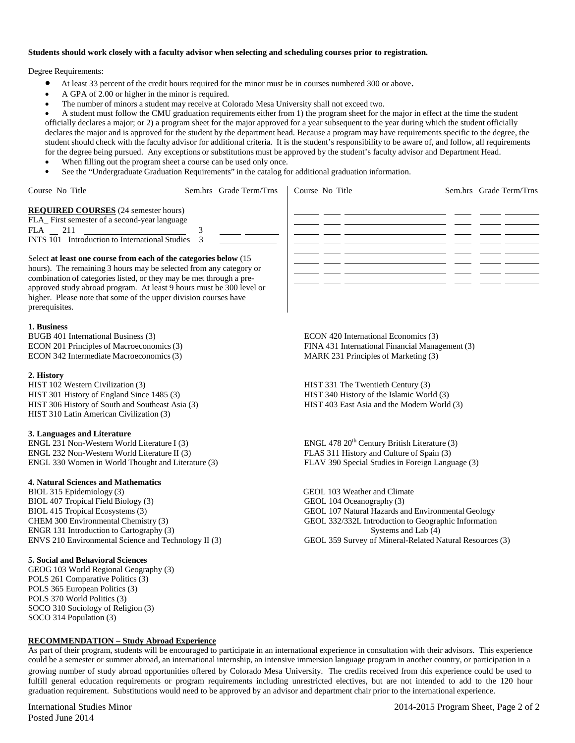**Students should work closely with a faculty advisor when selecting and scheduling courses prior to registration.**

Degree Requirements:

- At least 33 percent of the credit hours required for the minor must be in courses numbered 300 or above.
- A GPA of 2.00 or higher in the minor is required.
- The number of minors a student may receive at Colorado Mesa University shall not exceed two.
- A student must follow the CMU graduation requirements either from 1) the program sheet for the major in effect at the time the student officially declares a major; or 2) a program sheet for the major approved for a year subsequent to the year during which the student officially declares the major and is approved for the student by the department head. Because a program may have requirements specific to the degree, the student should check with the faculty advisor for additional criteria. It is the student's responsibility to be aware of, and follow, all requirements for the degree being pursued. Any exceptions or substitutions must be approved by the student's faculty advisor and Department Head.
- When filling out the program sheet a course can be used only once.
- See the "Undergraduate Graduation Requirements" in the catalog for additional graduation information.

| Course | No | Title | Sem.hrs | Grade | Term/Trns | Course | No | Title | Sem.hrs | Grade | Term/Trns |
|---|---|---|---|---|---|---|---|---|---|---|---|
| **REQUIRED COURSES** (24 semester hours) | | | | | | | | | | | |
| FLA_ First semester of a second-year language | | | | | | | | | | | |
| FLA __ | 211 | | 3 | | | | | | | | |
| INTS | 101 | Introduction to International Studies | 3 | | | | | | | | |

Select **at least one course from each of the categories below** (15 hours). The remaining 3 hours may be selected from any category or combination of categories listed, or they may be met through a pre-approved study abroad program. At least 9 hours must be 300 level or higher. Please note that some of the upper division courses have prerequisites.

**1. Business**

BUGB 401 International Business (3)
ECON 201 Principles of Macroeconomics (3)
ECON 342 Intermediate Macroeconomics (3)
ECON 420 International Economics (3)
FINA 431 International Financial Management (3)
MARK 231 Principles of Marketing (3)

**2. History**

HIST 102 Western Civilization (3)
HIST 301 History of England Since 1485 (3)
HIST 306 History of South and Southeast Asia (3)
HIST 310 Latin American Civilization (3)
HIST 331 The Twentieth Century (3)
HIST 340 History of the Islamic World (3)
HIST 403 East Asia and the Modern World (3)

**3. Languages and Literature**

ENGL 231 Non-Western World Literature I (3)
ENGL 232 Non-Western World Literature II (3)
ENGL 330 Women in World Thought and Literature (3)
ENGL 478 20th Century British Literature (3)
FLAS 311 History and Culture of Spain (3)
FLAV 390 Special Studies in Foreign Language (3)

**4. Natural Sciences and Mathematics**

BIOL 315 Epidemiology (3)
BIOL 407 Tropical Field Biology (3)
BIOL 415 Tropical Ecosystems (3)
CHEM 300 Environmental Chemistry (3)
ENGR 131 Introduction to Cartography (3)
ENVS 210 Environmental Science and Technology II (3)
GEOL 103 Weather and Climate
GEOL 104 Oceanography (3)
GEOL 107 Natural Hazards and Environmental Geology
GEOL 332/332L Introduction to Geographic Information Systems and Lab (4)
GEOL 359 Survey of Mineral-Related Natural Resources (3)

**5. Social and Behavioral Sciences**

GEOG 103 World Regional Geography (3)
POLS 261 Comparative Politics (3)
POLS 365 European Politics (3)
POLS 370 World Politics (3)
SOCO 310 Sociology of Religion (3)
SOCO 314 Population (3)

**RECOMMENDATION – Study Abroad Experience**

As part of their program, students will be encouraged to participate in an international experience in consultation with their advisors. This experience could be a semester or summer abroad, an international internship, an intensive immersion language program in another country, or participation in a growing number of study abroad opportunities offered by Colorado Mesa University. The credits received from this experience could be used to fulfill general education requirements or program requirements including unrestricted electives, but are not intended to add to the 120 hour graduation requirement. Substitutions would need to be approved by an advisor and department chair prior to the international experience.

International Studies Minor
Posted June 2014